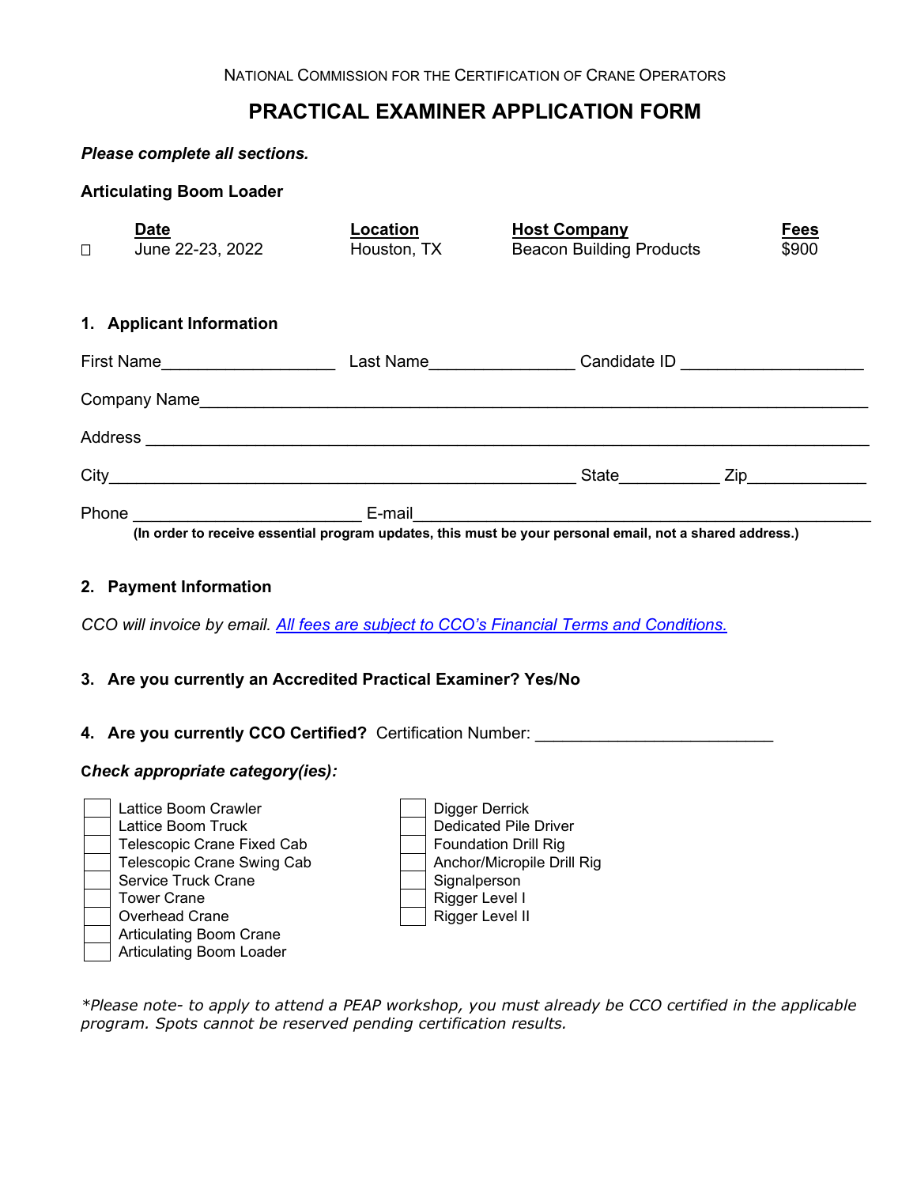NATIONAL COMMISSION FOR THE CERTIFICATION OF CRANE OPERATORS

# PRACTICAL EXAMINER APPLICATION FORM

***Please complete all sections.***

**Articulating Boom Loader**

| | Date | Location | Host Company | Fees |
|---|---|---|---|---|
| ☐ | June 22-23, 2022 | Houston, TX | Beacon Building Products | $900 |

## 1. Applicant Information

First Name__________________ Last Name_______________ Candidate ID ___________________

Company Name______________________________________________________________________

Address __________________________________________________________________________

City________________________________________________ State__________ Zip____________

Phone ________________________ E-mail________________________________________________

**(In order to receive essential program updates, this must be your personal email, not a shared address.)**

## 2. Payment Information

*CCO will invoice by email. All fees are subject to CCO's Financial Terms and Conditions.*

## 3. Are you currently an Accredited Practical Examiner? Yes/No

## 4. Are you currently CCO Certified? Certification Number: _________________________

***Check appropriate category(ies):***

- ☐ Lattice Boom Crawler
- ☐ Lattice Boom Truck
- ☐ Telescopic Crane Fixed Cab
- ☐ Telescopic Crane Swing Cab
- ☐ Service Truck Crane
- ☐ Tower Crane
- ☐ Overhead Crane
- ☐ Articulating Boom Crane
- ☐ Articulating Boom Loader
- ☐ Digger Derrick
- ☐ Dedicated Pile Driver
- ☐ Foundation Drill Rig
- ☐ Anchor/Micropile Drill Rig
- ☐ Signalperson
- ☐ Rigger Level I
- ☐ Rigger Level II

*\*Please note- to apply to attend a PEAP workshop, you must already be CCO certified in the applicable program. Spots cannot be reserved pending certification results.*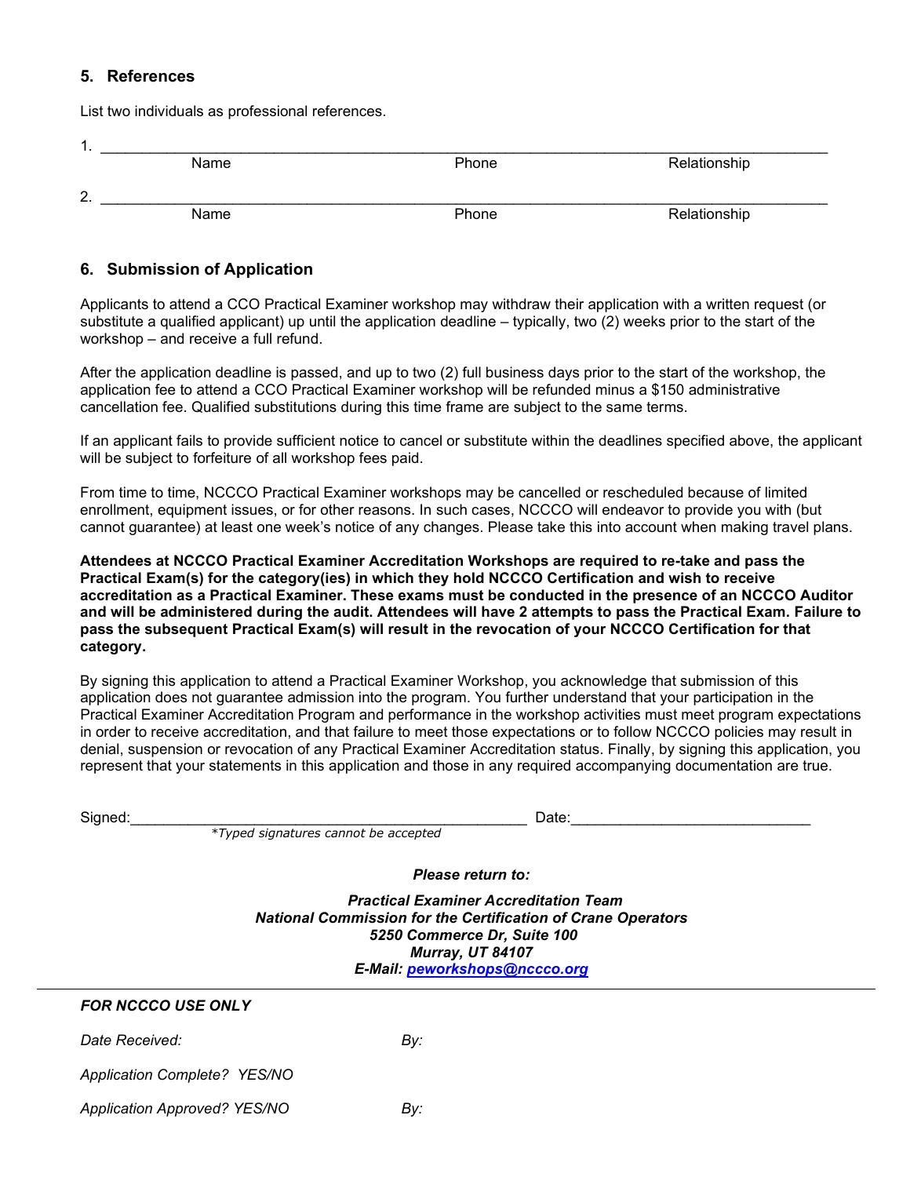### 5. References

List two individuals as professional references.

1. ____________________________________________________________________________________

Name | Phone | Relationship

2. ____________________________________________________________________________________

Name | Phone | Relationship

### 6. Submission of Application

Applicants to attend a CCO Practical Examiner workshop may withdraw their application with a written request (or substitute a qualified applicant) up until the application deadline – typically, two (2) weeks prior to the start of the workshop – and receive a full refund.

After the application deadline is passed, and up to two (2) full business days prior to the start of the workshop, the application fee to attend a CCO Practical Examiner workshop will be refunded minus a $150 administrative cancellation fee. Qualified substitutions during this time frame are subject to the same terms.

If an applicant fails to provide sufficient notice to cancel or substitute within the deadlines specified above, the applicant will be subject to forfeiture of all workshop fees paid.

From time to time, NCCCO Practical Examiner workshops may be cancelled or rescheduled because of limited enrollment, equipment issues, or for other reasons. In such cases, NCCCO will endeavor to provide you with (but cannot guarantee) at least one week's notice of any changes. Please take this into account when making travel plans.

**Attendees at NCCCO Practical Examiner Accreditation Workshops are required to re-take and pass the Practical Exam(s) for the category(ies) in which they hold NCCCO Certification and wish to receive accreditation as a Practical Examiner. These exams must be conducted in the presence of an NCCCO Auditor and will be administered during the audit. Attendees will have 2 attempts to pass the Practical Exam. Failure to pass the subsequent Practical Exam(s) will result in the revocation of your NCCCO Certification for that category.**

By signing this application to attend a Practical Examiner Workshop, you acknowledge that submission of this application does not guarantee admission into the program. You further understand that your participation in the Practical Examiner Accreditation Program and performance in the workshop activities must meet program expectations in order to receive accreditation, and that failure to meet those expectations or to follow NCCCO policies may result in denial, suspension or revocation of any Practical Examiner Accreditation status. Finally, by signing this application, you represent that your statements in this application and those in any required accompanying documentation are true.

Signed:_______________________________________________ Date:____________________________

*\*Typed signatures cannot be accepted*

***Please return to:***

***Practical Examiner Accreditation Team***
***National Commission for the Certification of Crane Operators***
***5250 Commerce Dr, Suite 100***
***Murray, UT 84107***
***E-Mail: peworkshops@nccco.org***

---

***FOR NCCCO USE ONLY***

*Date Received:* *By:*

*Application Complete? YES/NO*

*Application Approved? YES/NO* *By:*